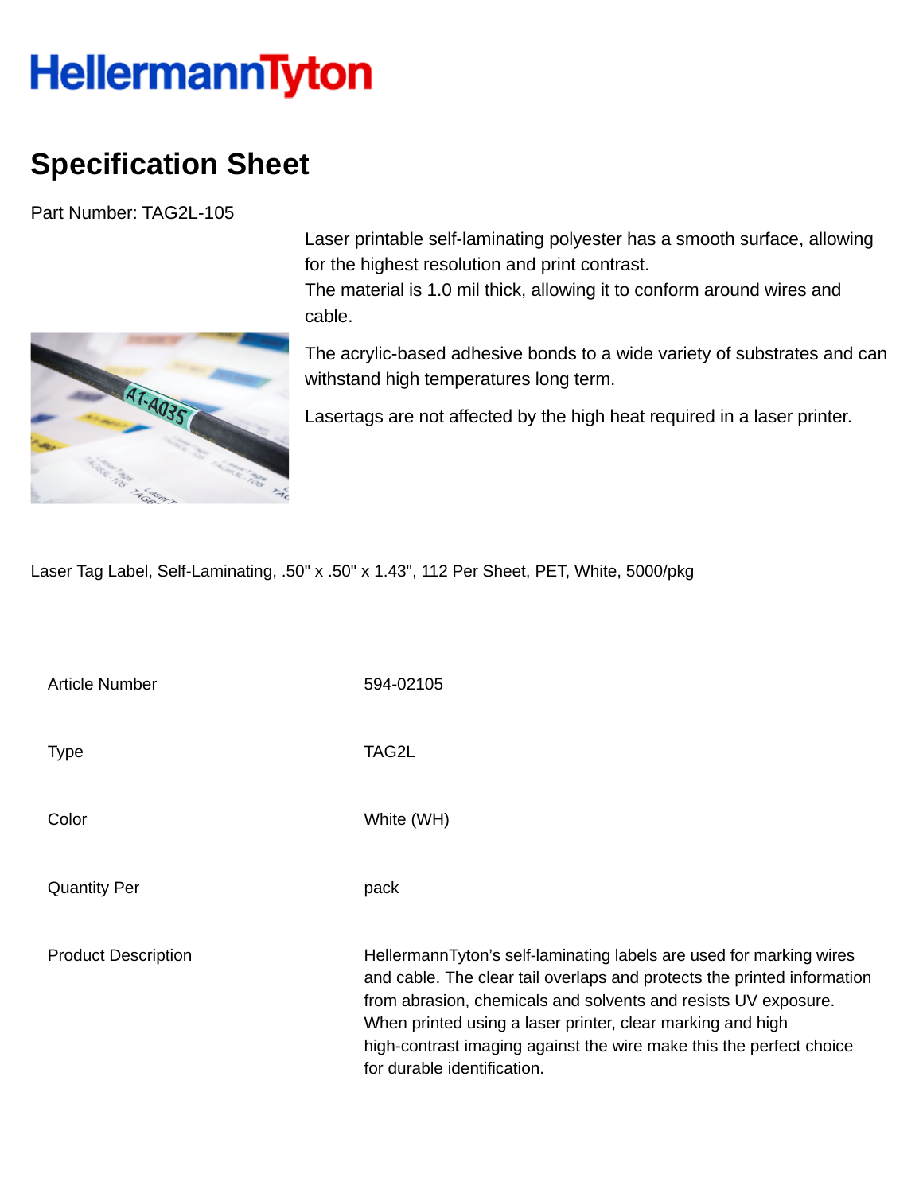HellermannTyton

# Specification Sheet

Part Number: TAG2L-105

Laser printable self-laminating polyester has a smooth surface, allowing for the highest resolution and print contrast.
The material is 1.0 mil thick, allowing it to conform around wires and cable.

The acrylic-based adhesive bonds to a wide variety of substrates and can withstand high temperatures long term.

Lasertags are not affected by the high heat required in a laser printer.

Laser Tag Label, Self-Laminating, .50" x .50" x 1.43", 112 Per Sheet, PET, White, 5000/pkg

| | |
|---|---|
| Article Number | 594-02105 |
| Type | TAG2L |
| Color | White (WH) |
| Quantity Per | pack |
| Product Description | HellermannTyton's self-laminating labels are used for marking wires and cable. The clear tail overlaps and protects the printed information from abrasion, chemicals and solvents and resists UV exposure. When printed using a laser printer, clear marking and high high-contrast imaging against the wire make this the perfect choice for durable identification. |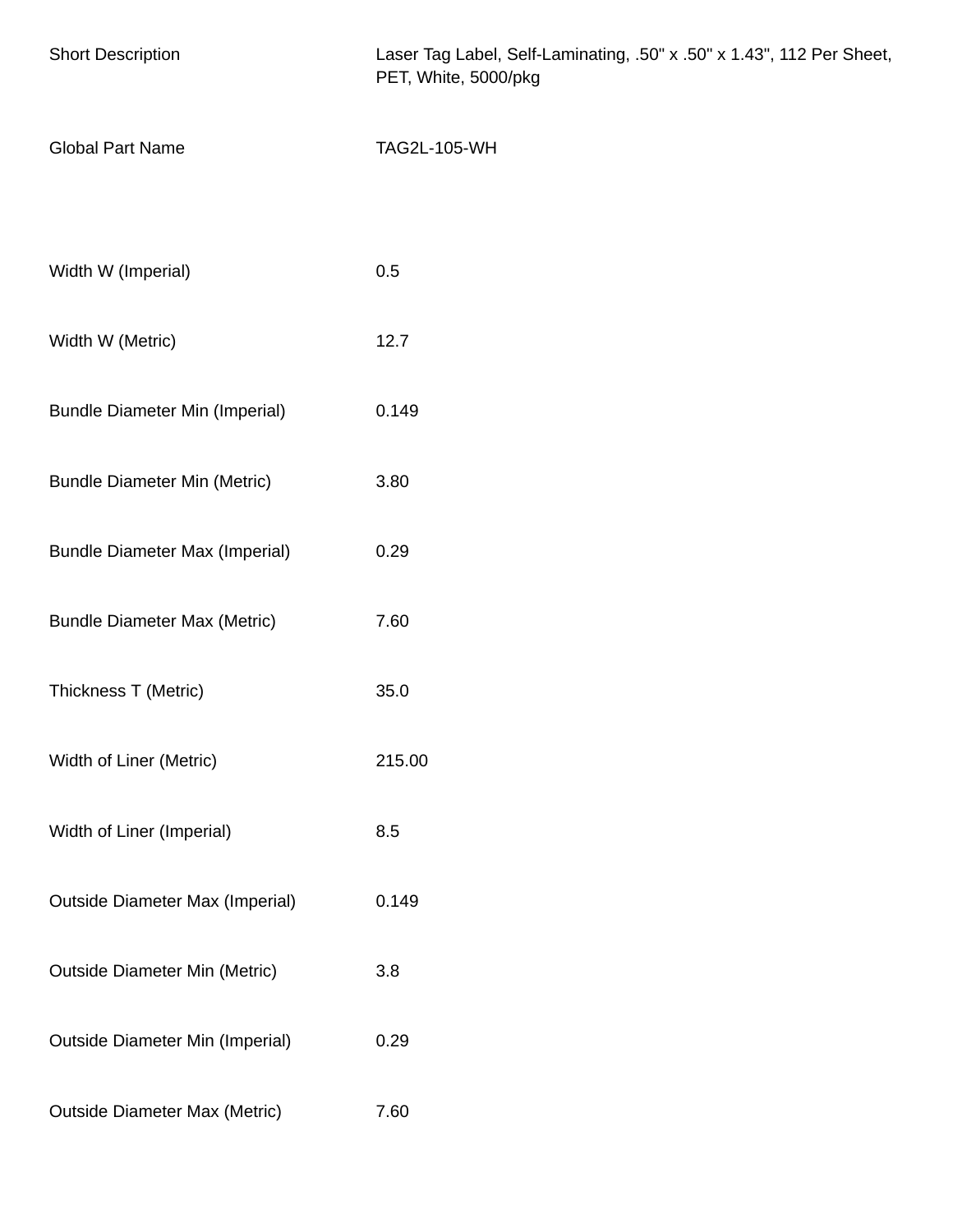| | |
|---|---|
| Short Description | Laser Tag Label, Self-Laminating, .50" x .50" x 1.43", 112 Per Sheet, PET, White, 5000/pkg |
| Global Part Name | TAG2L-105-WH |
| | |
| Width W (Imperial) | 0.5 |
| Width W (Metric) | 12.7 |
| Bundle Diameter Min (Imperial) | 0.149 |
| Bundle Diameter Min (Metric) | 3.80 |
| Bundle Diameter Max (Imperial) | 0.29 |
| Bundle Diameter Max (Metric) | 7.60 |
| Thickness T (Metric) | 35.0 |
| Width of Liner (Metric) | 215.00 |
| Width of Liner (Imperial) | 8.5 |
| Outside Diameter Max (Imperial) | 0.149 |
| Outside Diameter Min (Metric) | 3.8 |
| Outside Diameter Min (Imperial) | 0.29 |
| Outside Diameter Max (Metric) | 7.60 |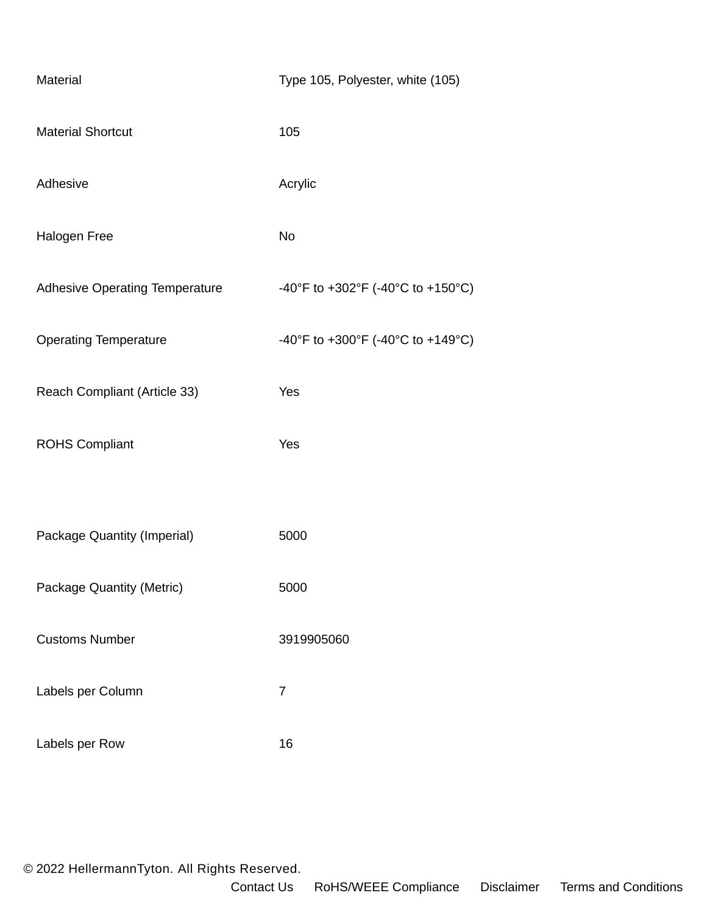| | |
|---|---|
| Material | Type 105, Polyester, white (105) |
| Material Shortcut | 105 |
| Adhesive | Acrylic |
| Halogen Free | No |
| Adhesive Operating Temperature | -40°F to +302°F (-40°C to +150°C) |
| Operating Temperature | -40°F to +300°F (-40°C to +149°C) |
| Reach Compliant (Article 33) | Yes |
| ROHS Compliant | Yes |

| | |
|---|---|
| Package Quantity (Imperial) | 5000 |
| Package Quantity (Metric) | 5000 |
| Customs Number | 3919905060 |
| Labels per Column | 7 |
| Labels per Row | 16 |

© 2022 HellermannTyton. All Rights Reserved.

Contact Us RoHS/WEEE Compliance Disclaimer Terms and Conditions